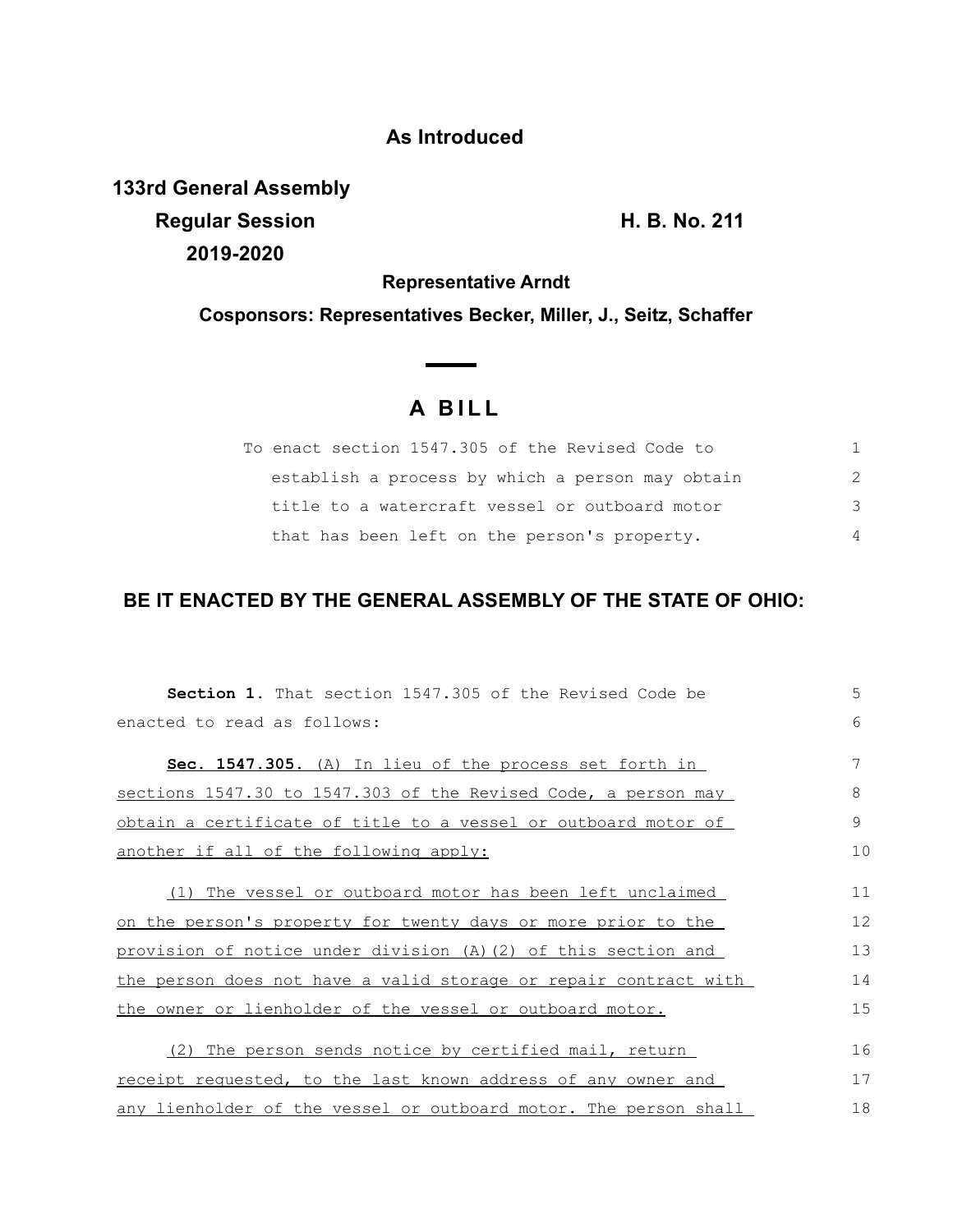**As Introduced**

**133rd General Assembly**

**Regular Session** **H. B. No. 211**

**2019-2020**

**Representative Arndt**

**Cosponsors: Representatives Becker, Miller, J., Seitz, Schaffer**

# A BILL

To enact section 1547.305 of the Revised Code to establish a process by which a person may obtain title to a watercraft vessel or outboard motor that has been left on the person's property.

**BE IT ENACTED BY THE GENERAL ASSEMBLY OF THE STATE OF OHIO:**

**Section 1.** That section 1547.305 of the Revised Code be enacted to read as follows:

**Sec. 1547.305.** (A) In lieu of the process set forth in sections 1547.30 to 1547.303 of the Revised Code, a person may obtain a certificate of title to a vessel or outboard motor of another if all of the following apply:

(1) The vessel or outboard motor has been left unclaimed on the person's property for twenty days or more prior to the provision of notice under division (A)(2) of this section and the person does not have a valid storage or repair contract with the owner or lienholder of the vessel or outboard motor.

(2) The person sends notice by certified mail, return receipt requested, to the last known address of any owner and any lienholder of the vessel or outboard motor. The person shall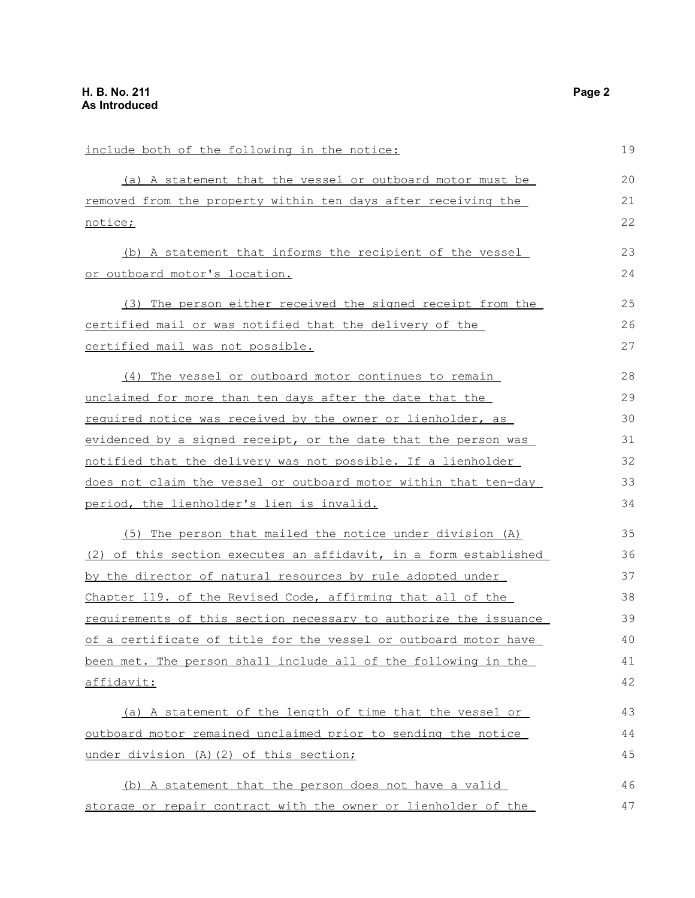include both of the following in the notice:

(a) A statement that the vessel or outboard motor must be removed from the property within ten days after receiving the notice;

(b) A statement that informs the recipient of the vessel or outboard motor's location.

(3) The person either received the signed receipt from the certified mail or was notified that the delivery of the certified mail was not possible.

(4) The vessel or outboard motor continues to remain unclaimed for more than ten days after the date that the required notice was received by the owner or lienholder, as evidenced by a signed receipt, or the date that the person was notified that the delivery was not possible. If a lienholder does not claim the vessel or outboard motor within that ten-day period, the lienholder's lien is invalid.

(5) The person that mailed the notice under division (A)(2) of this section executes an affidavit, in a form established by the director of natural resources by rule adopted under Chapter 119. of the Revised Code, affirming that all of the requirements of this section necessary to authorize the issuance of a certificate of title for the vessel or outboard motor have been met. The person shall include all of the following in the affidavit:

(a) A statement of the length of time that the vessel or outboard motor remained unclaimed prior to sending the notice under division (A)(2) of this section;

(b) A statement that the person does not have a valid storage or repair contract with the owner or lienholder of the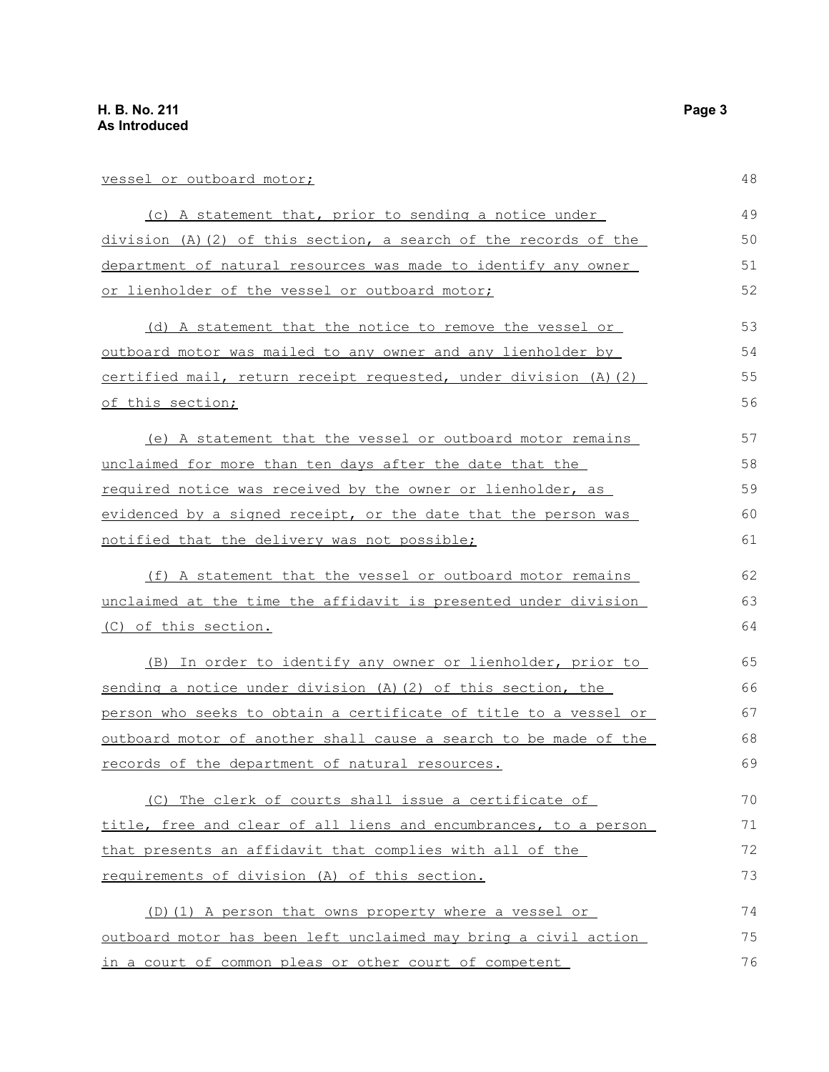vessel or outboard motor;

(c) A statement that, prior to sending a notice under division (A)(2) of this section, a search of the records of the department of natural resources was made to identify any owner or lienholder of the vessel or outboard motor;

(d) A statement that the notice to remove the vessel or outboard motor was mailed to any owner and any lienholder by certified mail, return receipt requested, under division (A)(2) of this section;

(e) A statement that the vessel or outboard motor remains unclaimed for more than ten days after the date that the required notice was received by the owner or lienholder, as evidenced by a signed receipt, or the date that the person was notified that the delivery was not possible;

(f) A statement that the vessel or outboard motor remains unclaimed at the time the affidavit is presented under division (C) of this section.

(B) In order to identify any owner or lienholder, prior to sending a notice under division (A)(2) of this section, the person who seeks to obtain a certificate of title to a vessel or outboard motor of another shall cause a search to be made of the records of the department of natural resources.

(C) The clerk of courts shall issue a certificate of title, free and clear of all liens and encumbrances, to a person that presents an affidavit that complies with all of the requirements of division (A) of this section.

(D)(1) A person that owns property where a vessel or outboard motor has been left unclaimed may bring a civil action in a court of common pleas or other court of competent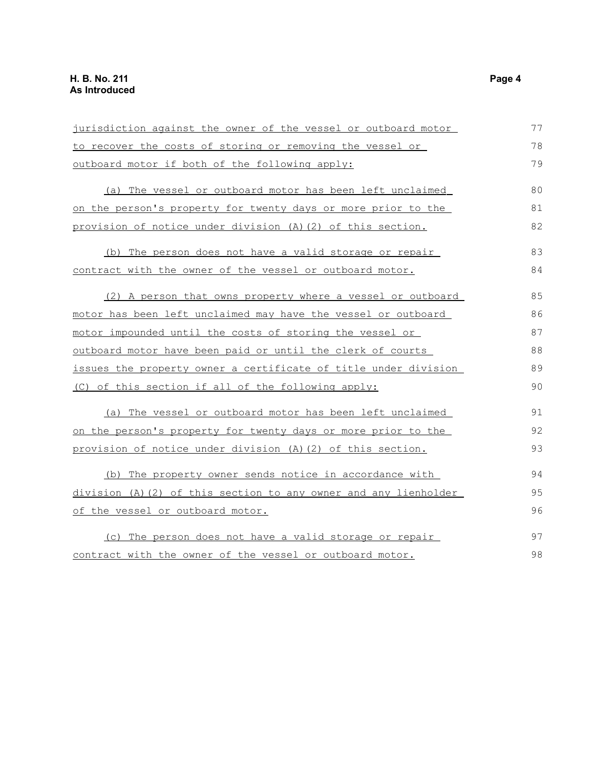jurisdiction against the owner of the vessel or outboard motor to recover the costs of storing or removing the vessel or outboard motor if both of the following apply:

(a) The vessel or outboard motor has been left unclaimed on the person's property for twenty days or more prior to the provision of notice under division (A)(2) of this section.

(b) The person does not have a valid storage or repair contract with the owner of the vessel or outboard motor.

(2) A person that owns property where a vessel or outboard motor has been left unclaimed may have the vessel or outboard motor impounded until the costs of storing the vessel or outboard motor have been paid or until the clerk of courts issues the property owner a certificate of title under division (C) of this section if all of the following apply:

(a) The vessel or outboard motor has been left unclaimed on the person's property for twenty days or more prior to the provision of notice under division (A)(2) of this section.

(b) The property owner sends notice in accordance with division (A)(2) of this section to any owner and any lienholder of the vessel or outboard motor.

(c) The person does not have a valid storage or repair contract with the owner of the vessel or outboard motor.